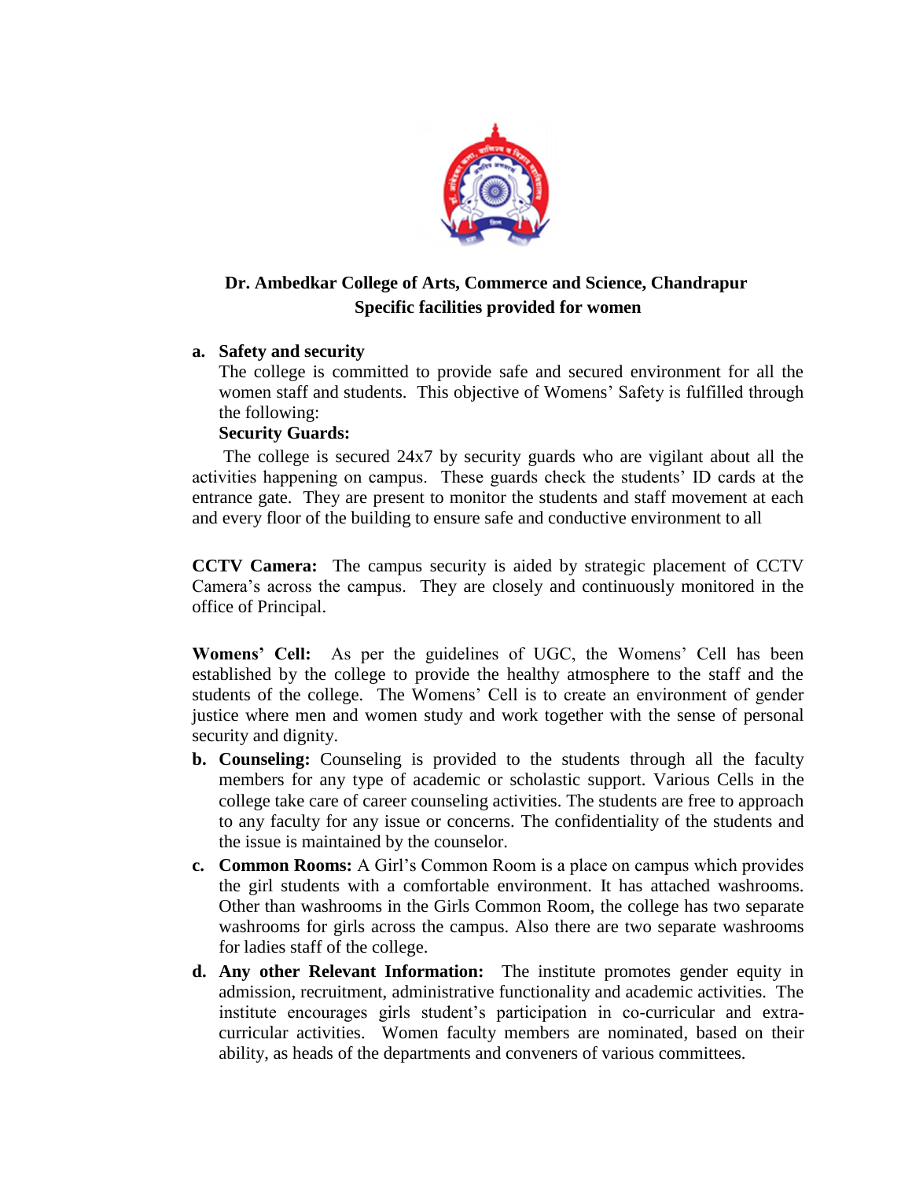# Dr. Ambedkar College of Arts, Commerce and Science, Chandrapur

## Specific facilities provided for women

**a. Safety and security**

The college is committed to provide safe and secured environment for all the women staff and students. This objective of Womens' Safety is fulfilled through the following:

**Security Guards:**

The college is secured 24x7 by security guards who are vigilant about all the activities happening on campus. These guards check the students' ID cards at the entrance gate. They are present to monitor the students and staff movement at each and every floor of the building to ensure safe and conductive environment to all

**CCTV Camera:** The campus security is aided by strategic placement of CCTV Camera's across the campus. They are closely and continuously monitored in the office of Principal.

**Womens' Cell:** As per the guidelines of UGC, the Womens' Cell has been established by the college to provide the healthy atmosphere to the staff and the students of the college. The Womens' Cell is to create an environment of gender justice where men and women study and work together with the sense of personal security and dignity.

**b. Counseling:** Counseling is provided to the students through all the faculty members for any type of academic or scholastic support. Various Cells in the college take care of career counseling activities. The students are free to approach to any faculty for any issue or concerns. The confidentiality of the students and the issue is maintained by the counselor.

**c. Common Rooms:** A Girl's Common Room is a place on campus which provides the girl students with a comfortable environment. It has attached washrooms. Other than washrooms in the Girls Common Room, the college has two separate washrooms for girls across the campus. Also there are two separate washrooms for ladies staff of the college.

**d. Any other Relevant Information:** The institute promotes gender equity in admission, recruitment, administrative functionality and academic activities. The institute encourages girls student's participation in co-curricular and extra-curricular activities. Women faculty members are nominated, based on their ability, as heads of the departments and conveners of various committees.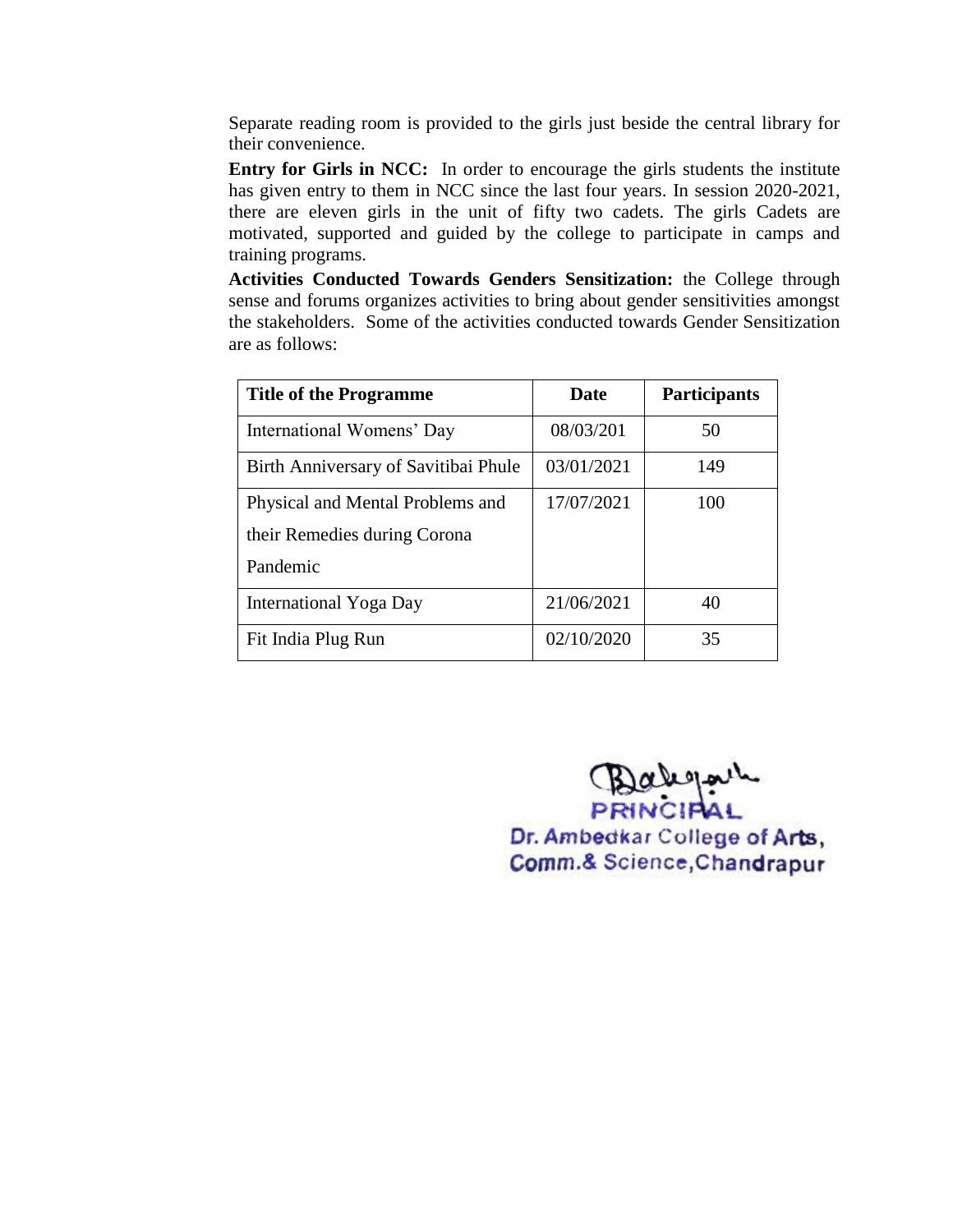Separate reading room is provided to the girls just beside the central library for their convenience.

**Entry for Girls in NCC:** In order to encourage the girls students the institute has given entry to them in NCC since the last four years. In session 2020-2021, there are eleven girls in the unit of fifty two cadets. The girls Cadets are motivated, supported and guided by the college to participate in camps and training programs.

**Activities Conducted Towards Genders Sensitization:** the College through sense and forums organizes activities to bring about gender sensitivities amongst the stakeholders. Some of the activities conducted towards Gender Sensitization are as follows:

| Title of the Programme | Date | Participants |
|---|---|---|
| International Womens' Day | 08/03/201 | 50 |
| Birth Anniversary of Savitibai Phule | 03/01/2021 | 149 |
| Physical and Mental Problems and their Remedies during Corona Pandemic | 17/07/2021 | 100 |
| International Yoga Day | 21/06/2021 | 40 |
| Fit India Plug Run | 02/10/2020 | 35 |

PRINCIPAL
Dr. Ambedkar College of Arts, Comm.& Science, Chandrapur